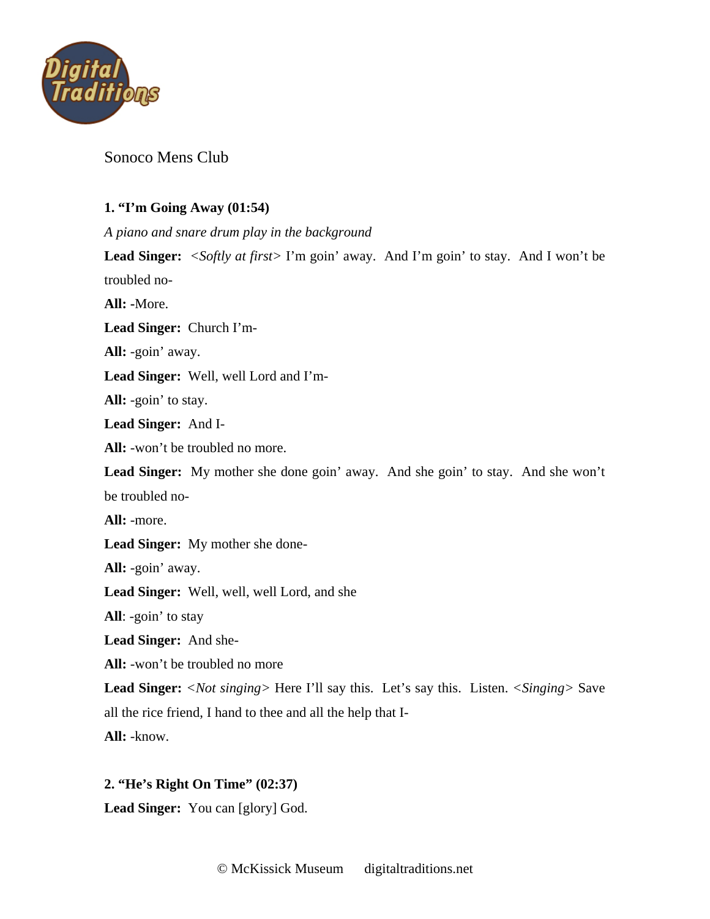Sonoco Mens Club

**1. "I'm Going Away (01:54)**

*A piano and snare drum play in the background*

**Lead Singer:** <*Softly at first*> I'm goin' away. And I'm goin' to stay. And I won't be troubled no-

**All:** -More.

**Lead Singer:** Church I'm-

**All:** -goin' away.

**Lead Singer:** Well, well Lord and I'm-

**All:** -goin' to stay.

**Lead Singer:** And I-

**All:** -won't be troubled no more.

**Lead Singer:** My mother she done goin' away. And she goin' to stay. And she won't be troubled no-

**All:** -more.

**Lead Singer:** My mother she done-

**All:** -goin' away.

**Lead Singer:** Well, well, well Lord, and she

**All**: -goin' to stay

**Lead Singer:** And she-

**All:** -won't be troubled no more

**Lead Singer:** <*Not singing*> Here I'll say this. Let's say this. Listen. <*Singing*> Save all the rice friend, I hand to thee and all the help that I-

**All:** -know.

**2. "He's Right On Time" (02:37)**

**Lead Singer:** You can [glory] God.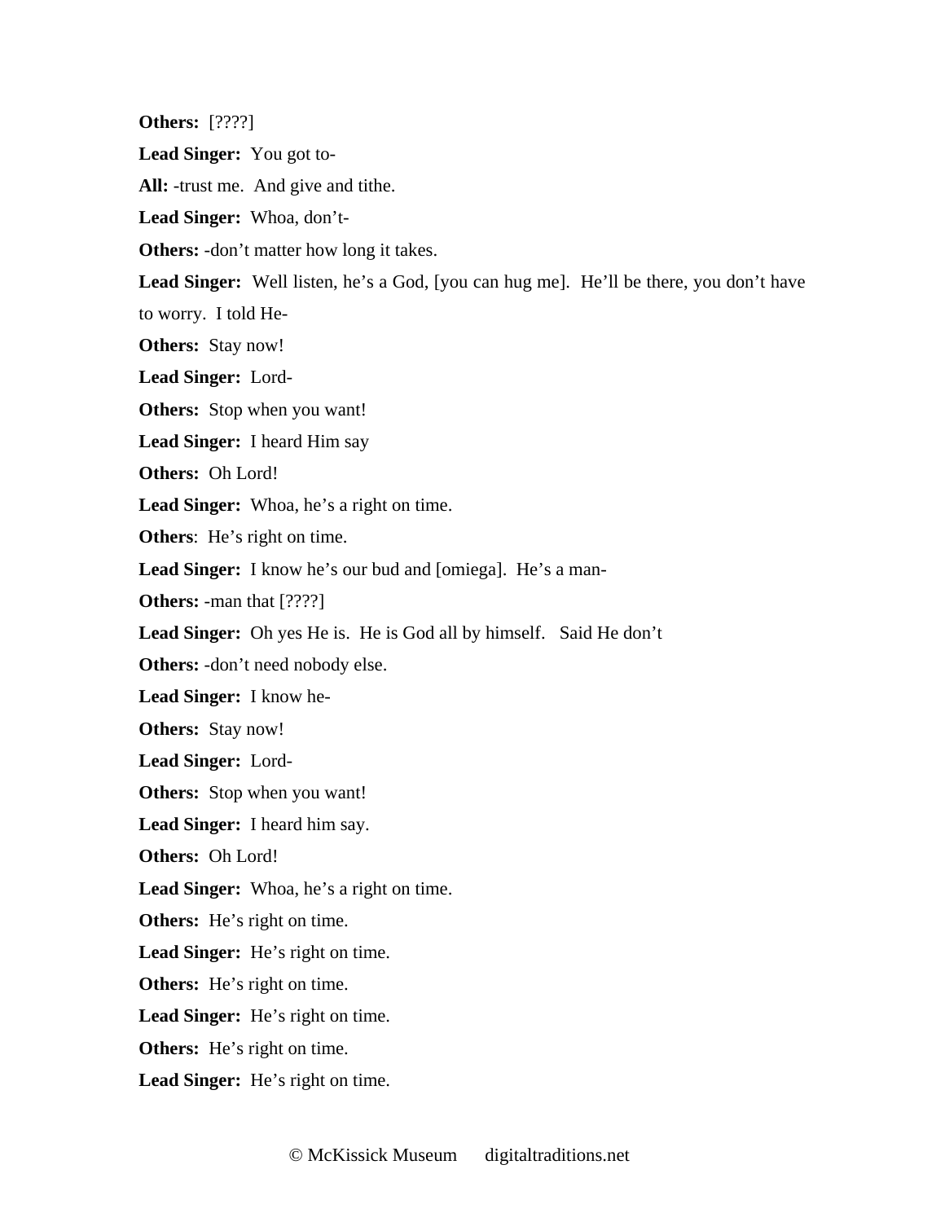**Others:** [????]

**Lead Singer:** You got to-

**All:** -trust me. And give and tithe.

**Lead Singer:** Whoa, don't-

**Others:** -don't matter how long it takes.

**Lead Singer:** Well listen, he's a God, [you can hug me]. He'll be there, you don't have to worry. I told He-

**Others:** Stay now!

**Lead Singer:** Lord-

**Others:** Stop when you want!

**Lead Singer:** I heard Him say

**Others:** Oh Lord!

**Lead Singer:** Whoa, he's a right on time.

**Others**: He's right on time.

**Lead Singer:** I know he's our bud and [omiega]. He's a man-

**Others:** -man that [????]

**Lead Singer:** Oh yes He is. He is God all by himself. Said He don't

**Others:** -don't need nobody else.

**Lead Singer:** I know he-

**Others:** Stay now!

**Lead Singer:** Lord-

**Others:** Stop when you want!

**Lead Singer:** I heard him say.

**Others:** Oh Lord!

**Lead Singer:** Whoa, he's a right on time.

**Others:** He's right on time.

**Lead Singer:** He's right on time.

**Others:** He's right on time.

**Lead Singer:** He's right on time.

**Others:** He's right on time.

**Lead Singer:** He's right on time.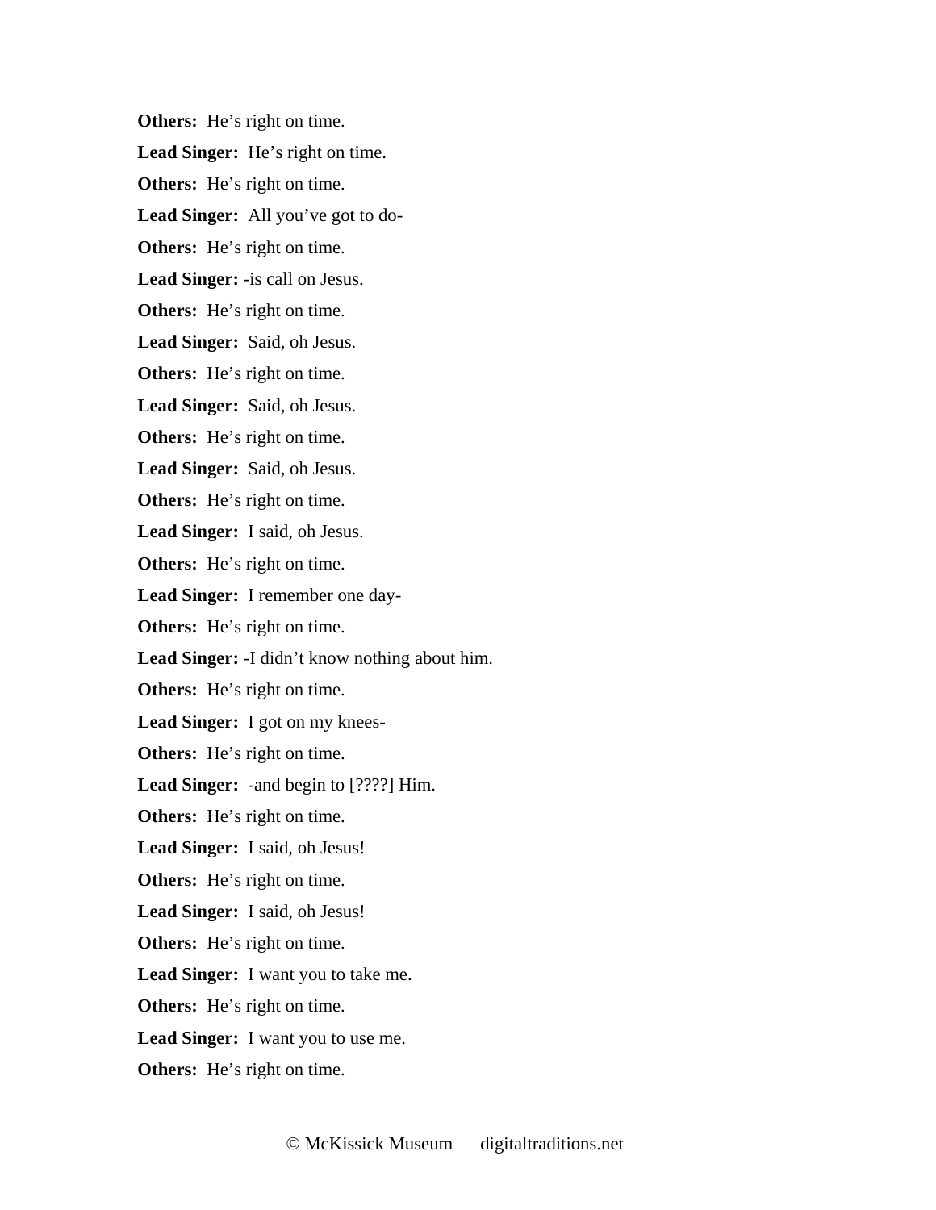**Others:** He's right on time.

**Lead Singer:** He's right on time.

**Others:** He's right on time.

**Lead Singer:** All you've got to do-

**Others:** He's right on time.

**Lead Singer:** -is call on Jesus.

**Others:** He's right on time.

**Lead Singer:** Said, oh Jesus.

**Others:** He's right on time.

**Lead Singer:** Said, oh Jesus.

**Others:** He's right on time.

**Lead Singer:** Said, oh Jesus.

**Others:** He's right on time.

**Lead Singer:** I said, oh Jesus.

**Others:** He's right on time.

**Lead Singer:** I remember one day-

**Others:** He's right on time.

**Lead Singer:** -I didn't know nothing about him.

**Others:** He's right on time.

**Lead Singer:** I got on my knees-

**Others:** He's right on time.

**Lead Singer:** -and begin to [????] Him.

**Others:** He's right on time.

**Lead Singer:** I said, oh Jesus!

**Others:** He's right on time.

**Lead Singer:** I said, oh Jesus!

**Others:** He's right on time.

**Lead Singer:** I want you to take me.

**Others:** He's right on time.

**Lead Singer:** I want you to use me.

**Others:** He's right on time.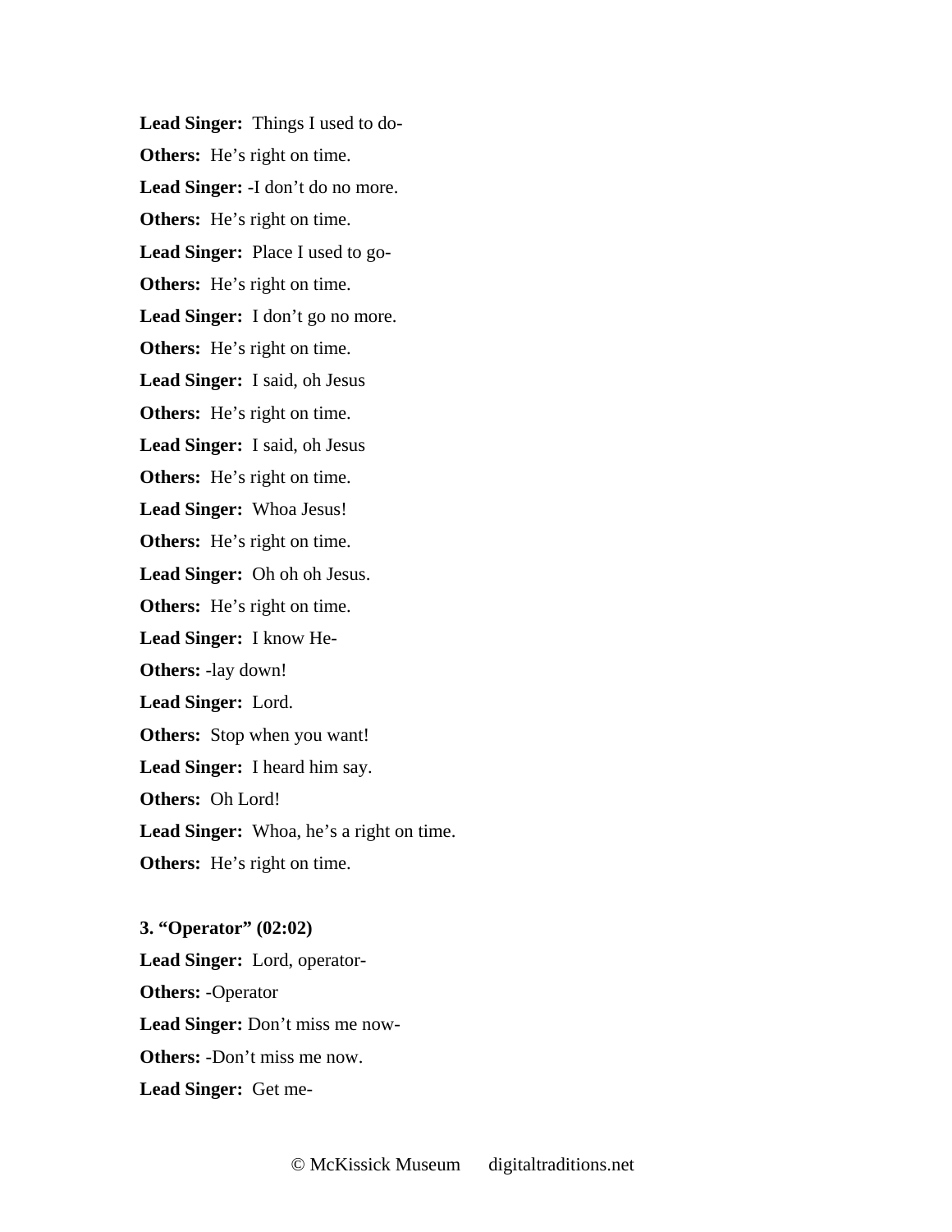**Lead Singer:** Things I used to do-

**Others:** He's right on time.

**Lead Singer:** -I don't do no more.

**Others:** He's right on time.

**Lead Singer:** Place I used to go-

**Others:** He's right on time.

**Lead Singer:** I don't go no more.

**Others:** He's right on time.

**Lead Singer:** I said, oh Jesus

**Others:** He's right on time.

**Lead Singer:** I said, oh Jesus

**Others:** He's right on time.

**Lead Singer:** Whoa Jesus!

**Others:** He's right on time.

**Lead Singer:** Oh oh oh Jesus.

**Others:** He's right on time.

**Lead Singer:** I know He-

**Others:** -lay down!

**Lead Singer:** Lord.

**Others:** Stop when you want!

**Lead Singer:** I heard him say.

**Others:** Oh Lord!

**Lead Singer:** Whoa, he's a right on time.

**Others:** He's right on time.

**3. "Operator" (02:02)**

**Lead Singer:** Lord, operator-

**Others:** -Operator

**Lead Singer:** Don't miss me now-

**Others:** -Don't miss me now.

**Lead Singer:** Get me-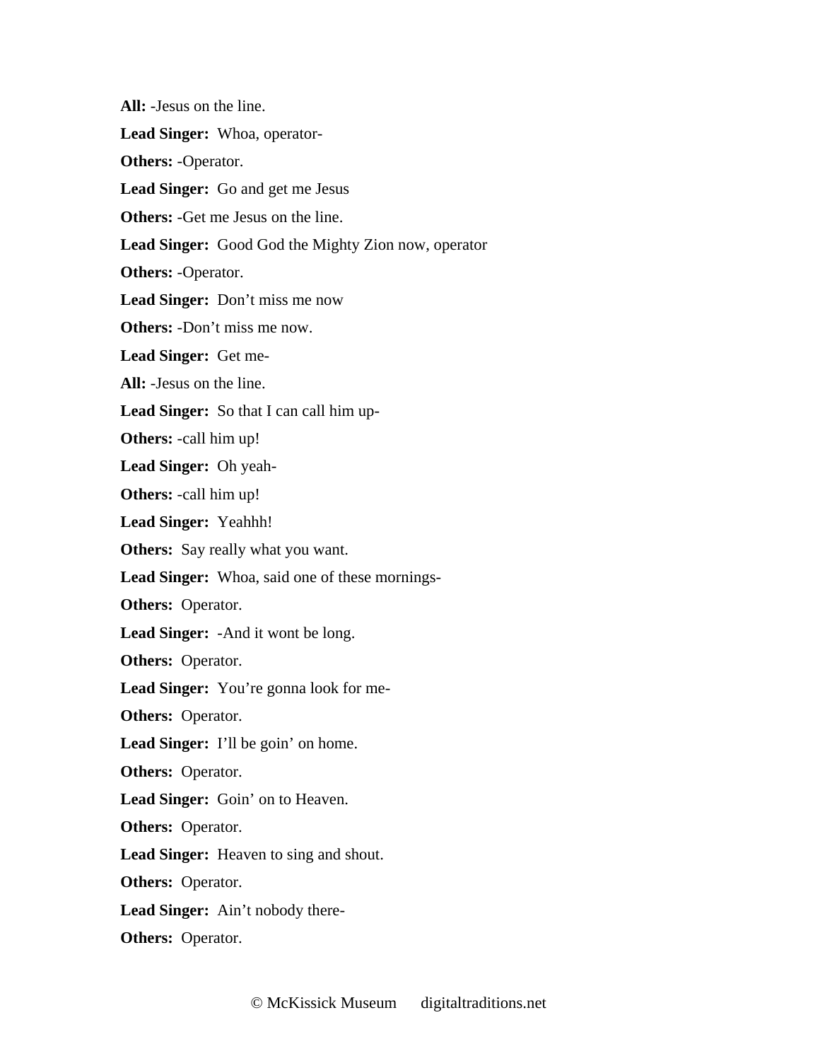**All:** -Jesus on the line.

**Lead Singer:** Whoa, operator-

**Others:** -Operator.

**Lead Singer:** Go and get me Jesus

**Others:** -Get me Jesus on the line.

**Lead Singer:** Good God the Mighty Zion now, operator

**Others:** -Operator.

**Lead Singer:** Don't miss me now

**Others:** -Don't miss me now.

**Lead Singer:** Get me-

**All:** -Jesus on the line.

**Lead Singer:** So that I can call him up-

**Others:** -call him up!

**Lead Singer:** Oh yeah-

**Others:** -call him up!

**Lead Singer:** Yeahhh!

**Others:** Say really what you want.

**Lead Singer:** Whoa, said one of these mornings-

**Others:** Operator.

**Lead Singer:** -And it wont be long.

**Others:** Operator.

**Lead Singer:** You're gonna look for me-

**Others:** Operator.

**Lead Singer:** I'll be goin' on home.

**Others:** Operator.

**Lead Singer:** Goin' on to Heaven.

**Others:** Operator.

**Lead Singer:** Heaven to sing and shout.

**Others:** Operator.

**Lead Singer:** Ain't nobody there-

**Others:** Operator.

© McKissick Museum digitaltraditions.net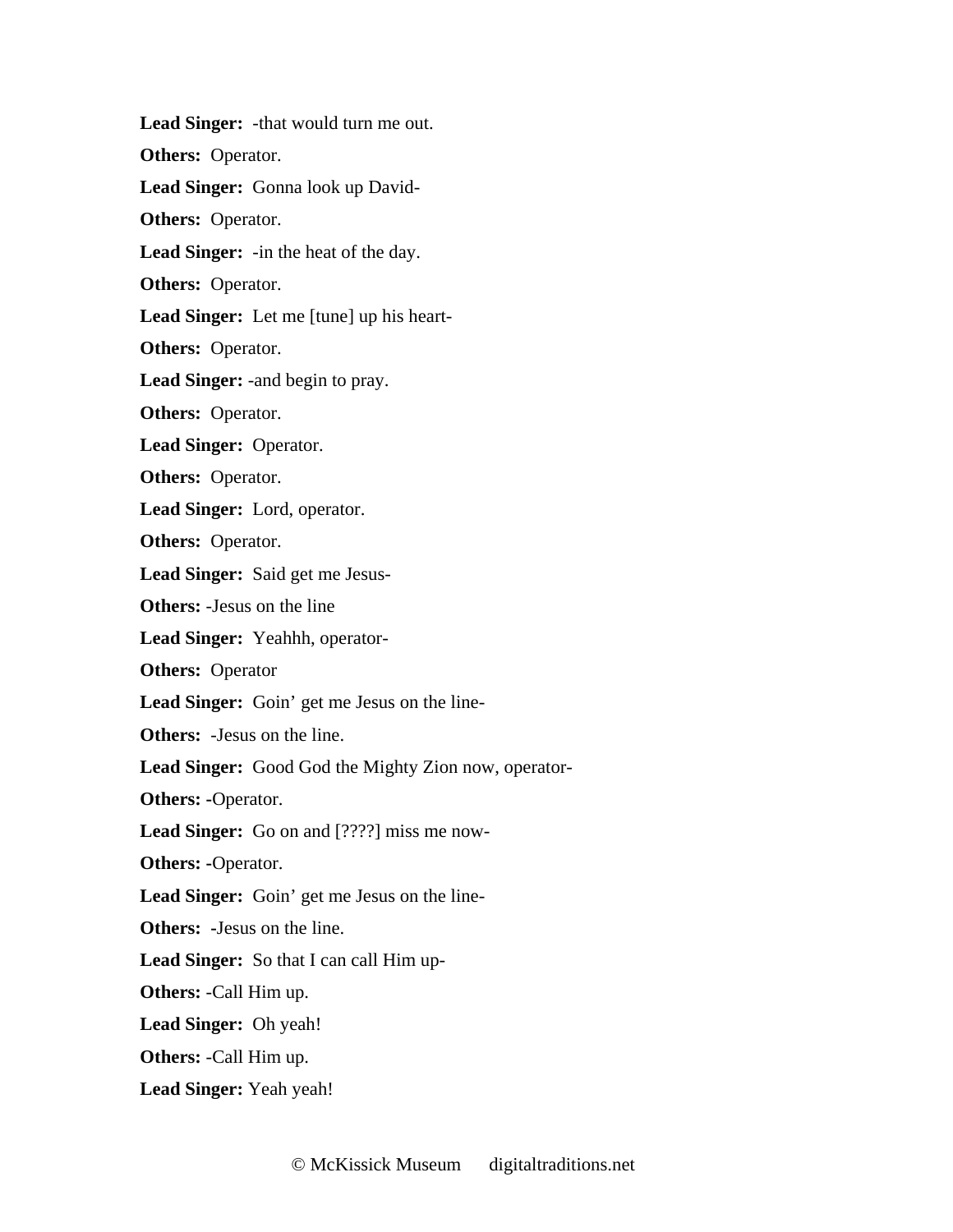**Lead Singer:** -that would turn me out.

**Others:** Operator.

**Lead Singer:** Gonna look up David-

**Others:** Operator.

**Lead Singer:** -in the heat of the day.

**Others:** Operator.

**Lead Singer:** Let me [tune] up his heart-

**Others:** Operator.

**Lead Singer:** -and begin to pray.

**Others:** Operator.

**Lead Singer:** Operator.

**Others:** Operator.

**Lead Singer:** Lord, operator.

**Others:** Operator.

**Lead Singer:** Said get me Jesus-

**Others:** -Jesus on the line

**Lead Singer:** Yeahhh, operator-

**Others:** Operator

**Lead Singer:** Goin' get me Jesus on the line-

**Others:** -Jesus on the line.

**Lead Singer:** Good God the Mighty Zion now, operator-

**Others:** -Operator.

**Lead Singer:** Go on and [????] miss me now-

**Others:** -Operator.

**Lead Singer:** Goin' get me Jesus on the line-

**Others:** -Jesus on the line.

**Lead Singer:** So that I can call Him up-

**Others:** -Call Him up.

**Lead Singer:** Oh yeah!

**Others:** -Call Him up.

**Lead Singer:** Yeah yeah!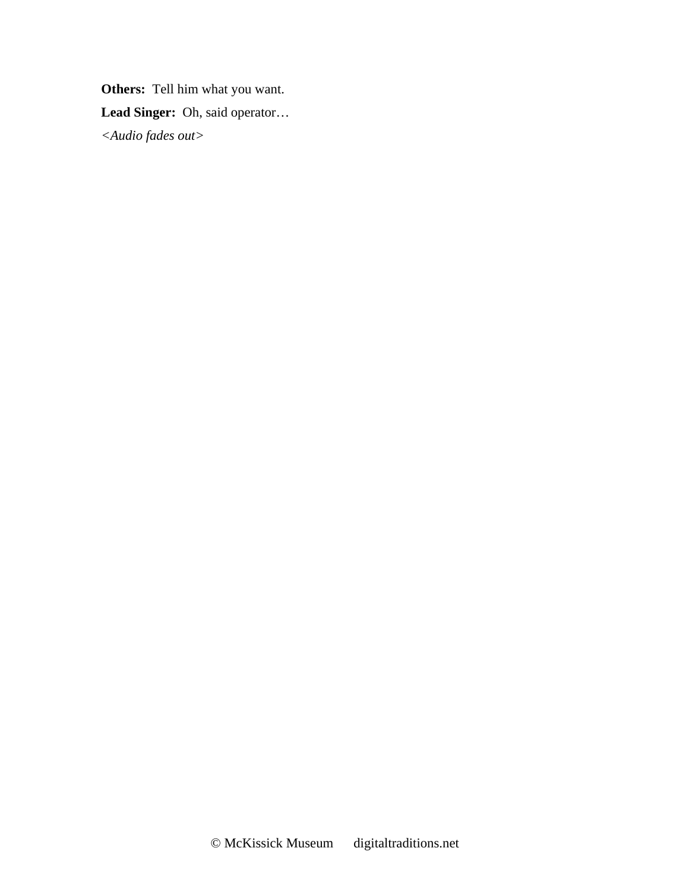**Others:** Tell him what you want.

**Lead Singer:** Oh, said operator…

*<Audio fades out>*